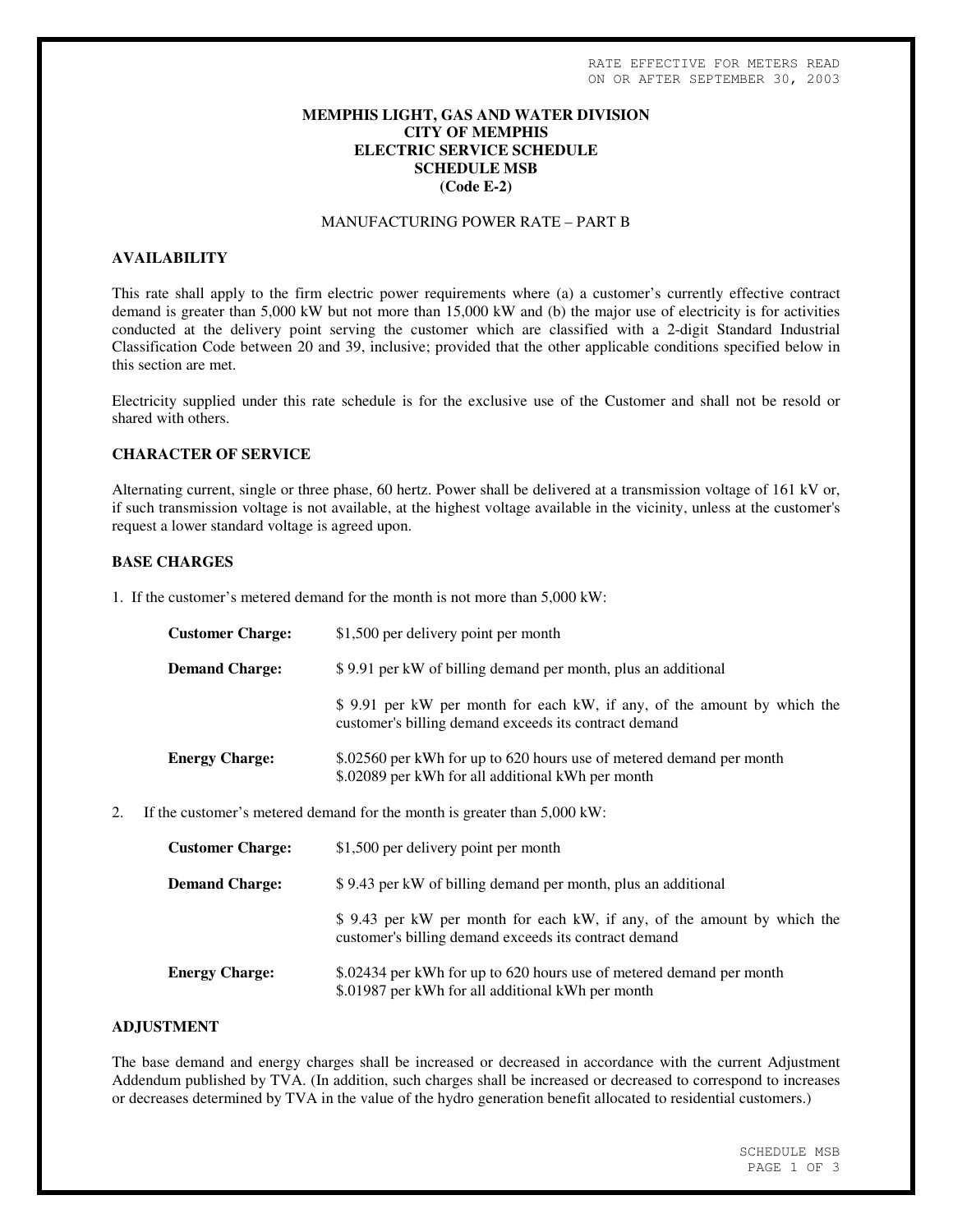RATE EFFECTIVE FOR METERS READ
ON OR AFTER SEPTEMBER 30, 2003

**MEMPHIS LIGHT, GAS AND WATER DIVISION**
**CITY OF MEMPHIS**
**ELECTRIC SERVICE SCHEDULE**
**SCHEDULE MSB**
**(Code E-2)**

MANUFACTURING POWER RATE – PART B

## AVAILABILITY

This rate shall apply to the firm electric power requirements where (a) a customer's currently effective contract demand is greater than 5,000 kW but not more than 15,000 kW and (b) the major use of electricity is for activities conducted at the delivery point serving the customer which are classified with a 2-digit Standard Industrial Classification Code between 20 and 39, inclusive; provided that the other applicable conditions specified below in this section are met.

Electricity supplied under this rate schedule is for the exclusive use of the Customer and shall not be resold or shared with others.

## CHARACTER OF SERVICE

Alternating current, single or three phase, 60 hertz. Power shall be delivered at a transmission voltage of 161 kV or, if such transmission voltage is not available, at the highest voltage available in the vicinity, unless at the customer's request a lower standard voltage is agreed upon.

## BASE CHARGES

1. If the customer's metered demand for the month is not more than 5,000 kW:

| | |
|---|---|
| **Customer Charge:** | $1,500 per delivery point per month |
| **Demand Charge:** | $ 9.91 per kW of billing demand per month, plus an additional |
| | $ 9.91 per kW per month for each kW, if any, of the amount by which the customer's billing demand exceeds its contract demand |
| **Energy Charge:** | $.02560 per kWh for up to 620 hours use of metered demand per month<br>$.02089 per kWh for all additional kWh per month |

2. If the customer's metered demand for the month is greater than 5,000 kW:

| | |
|---|---|
| **Customer Charge:** | $1,500 per delivery point per month |
| **Demand Charge:** | $ 9.43 per kW of billing demand per month, plus an additional |
| | $ 9.43 per kW per month for each kW, if any, of the amount by which the customer's billing demand exceeds its contract demand |
| **Energy Charge:** | $.02434 per kWh for up to 620 hours use of metered demand per month<br>$.01987 per kWh for all additional kWh per month |

## ADJUSTMENT

The base demand and energy charges shall be increased or decreased in accordance with the current Adjustment Addendum published by TVA. (In addition, such charges shall be increased or decreased to correspond to increases or decreases determined by TVA in the value of the hydro generation benefit allocated to residential customers.)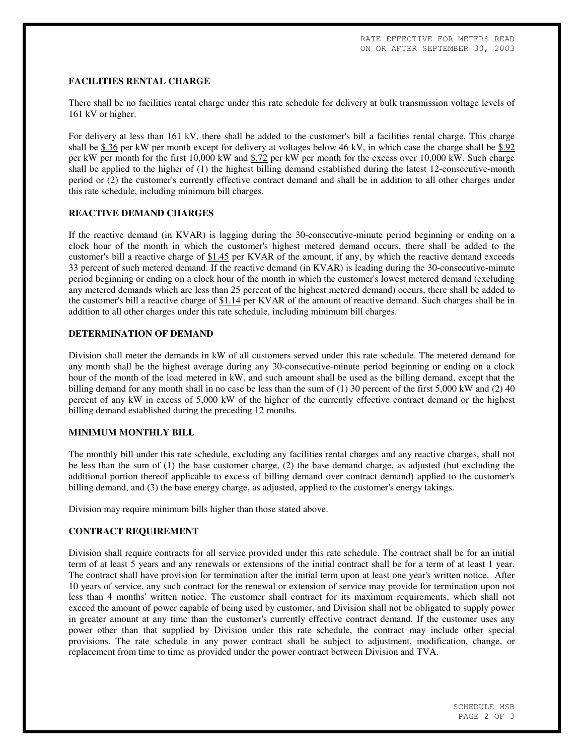## FACILITIES RENTAL CHARGE

There shall be no facilities rental charge under this rate schedule for delivery at bulk transmission voltage levels of 161 kV or higher.

For delivery at less than 161 kV, there shall be added to the customer's bill a facilities rental charge. This charge shall be $.36 per kW per month except for delivery at voltages below 46 kV, in which case the charge shall be $.92 per kW per month for the first 10,000 kW and $.72 per kW per month for the excess over 10,000 kW. Such charge shall be applied to the higher of (1) the highest billing demand established during the latest 12-consecutive-month period or (2) the customer's currently effective contract demand and shall be in addition to all other charges under this rate schedule, including minimum bill charges.

## REACTIVE DEMAND CHARGES

If the reactive demand (in KVAR) is lagging during the 30-consecutive-minute period beginning or ending on a clock hour of the month in which the customer's highest metered demand occurs, there shall be added to the customer's bill a reactive charge of $1.45 per KVAR of the amount, if any, by which the reactive demand exceeds 33 percent of such metered demand. If the reactive demand (in KVAR) is leading during the 30-consecutive-minute period beginning or ending on a clock hour of the month in which the customer's lowest metered demand (excluding any metered demands which are less than 25 percent of the highest metered demand) occurs, there shall be added to the customer's bill a reactive charge of $1.14 per KVAR of the amount of reactive demand. Such charges shall be in addition to all other charges under this rate schedule, including minimum bill charges.

## DETERMINATION OF DEMAND

Division shall meter the demands in kW of all customers served under this rate schedule. The metered demand for any month shall be the highest average during any 30-consecutive-minute period beginning or ending on a clock hour of the month of the load metered in kW, and such amount shall be used as the billing demand, except that the billing demand for any month shall in no case be less than the sum of (1) 30 percent of the first 5,000 kW and (2) 40 percent of any kW in excess of 5,000 kW of the higher of the currently effective contract demand or the highest billing demand established during the preceding 12 months.

## MINIMUM MONTHLY BILL

The monthly bill under this rate schedule, excluding any facilities rental charges and any reactive charges, shall not be less than the sum of (1) the base customer charge, (2) the base demand charge, as adjusted (but excluding the additional portion thereof applicable to excess of billing demand over contract demand) applied to the customer's billing demand, and (3) the base energy charge, as adjusted, applied to the customer's energy takings.

Division may require minimum bills higher than those stated above.

## CONTRACT REQUIREMENT

Division shall require contracts for all service provided under this rate schedule. The contract shall be for an initial term of at least 5 years and any renewals or extensions of the initial contract shall be for a term of at least 1 year. The contract shall have provision for termination after the initial term upon at least one year's written notice. After 10 years of service, any such contract for the renewal or extension of service may provide for termination upon not less than 4 months' written notice. The customer shall contract for its maximum requirements, which shall not exceed the amount of power capable of being used by customer, and Division shall not be obligated to supply power in greater amount at any time than the customer's currently effective contract demand. If the customer uses any power other than that supplied by Division under this rate schedule, the contract may include other special provisions. The rate schedule in any power contract shall be subject to adjustment, modification, change, or replacement from time to time as provided under the power contract between Division and TVA.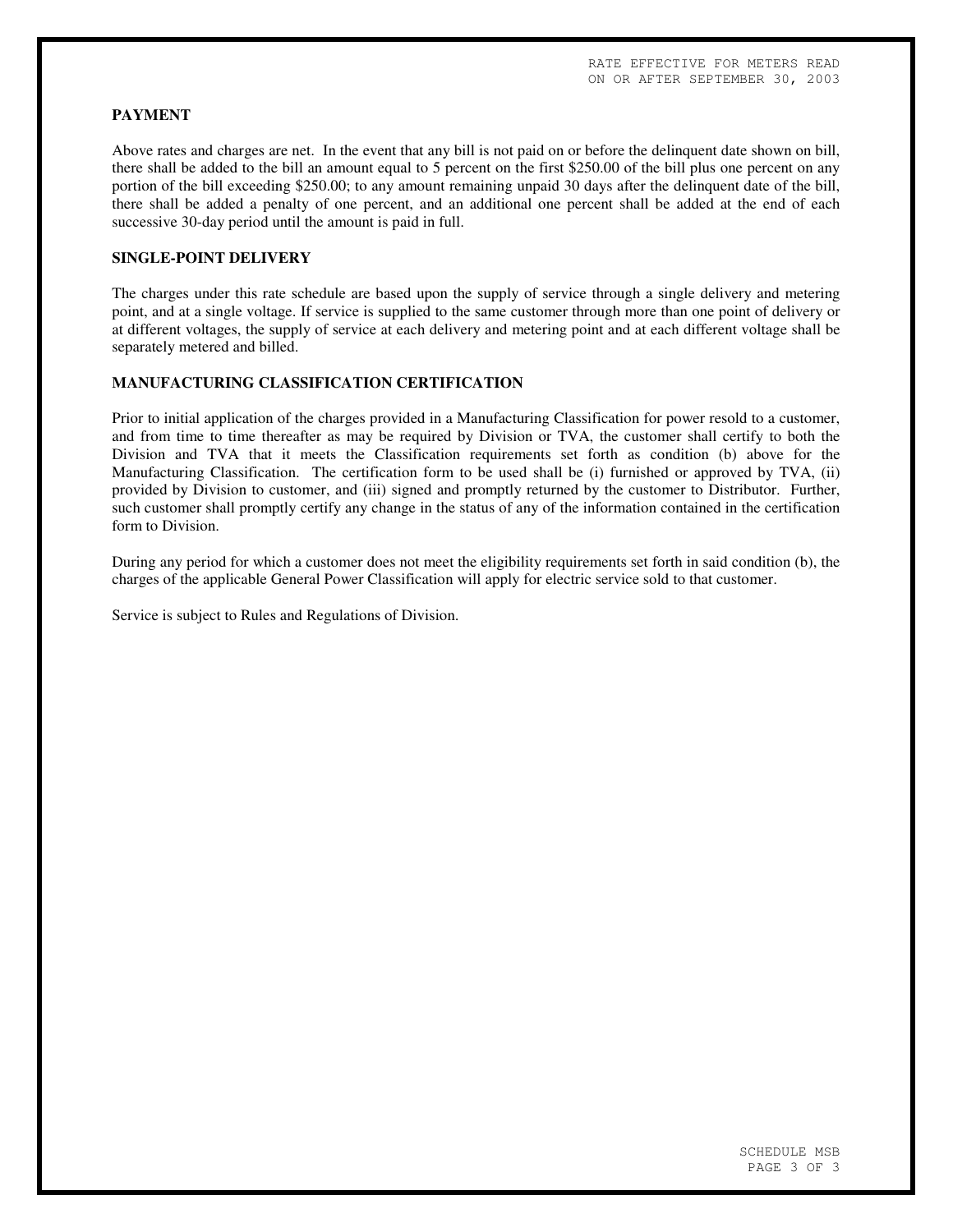**PAYMENT**

Above rates and charges are net. In the event that any bill is not paid on or before the delinquent date shown on bill, there shall be added to the bill an amount equal to 5 percent on the first $250.00 of the bill plus one percent on any portion of the bill exceeding $250.00; to any amount remaining unpaid 30 days after the delinquent date of the bill, there shall be added a penalty of one percent, and an additional one percent shall be added at the end of each successive 30-day period until the amount is paid in full.

**SINGLE-POINT DELIVERY**

The charges under this rate schedule are based upon the supply of service through a single delivery and metering point, and at a single voltage. If service is supplied to the same customer through more than one point of delivery or at different voltages, the supply of service at each delivery and metering point and at each different voltage shall be separately metered and billed.

**MANUFACTURING CLASSIFICATION CERTIFICATION**

Prior to initial application of the charges provided in a Manufacturing Classification for power resold to a customer, and from time to time thereafter as may be required by Division or TVA, the customer shall certify to both the Division and TVA that it meets the Classification requirements set forth as condition (b) above for the Manufacturing Classification. The certification form to be used shall be (i) furnished or approved by TVA, (ii) provided by Division to customer, and (iii) signed and promptly returned by the customer to Distributor. Further, such customer shall promptly certify any change in the status of any of the information contained in the certification form to Division.

During any period for which a customer does not meet the eligibility requirements set forth in said condition (b), the charges of the applicable General Power Classification will apply for electric service sold to that customer.

Service is subject to Rules and Regulations of Division.